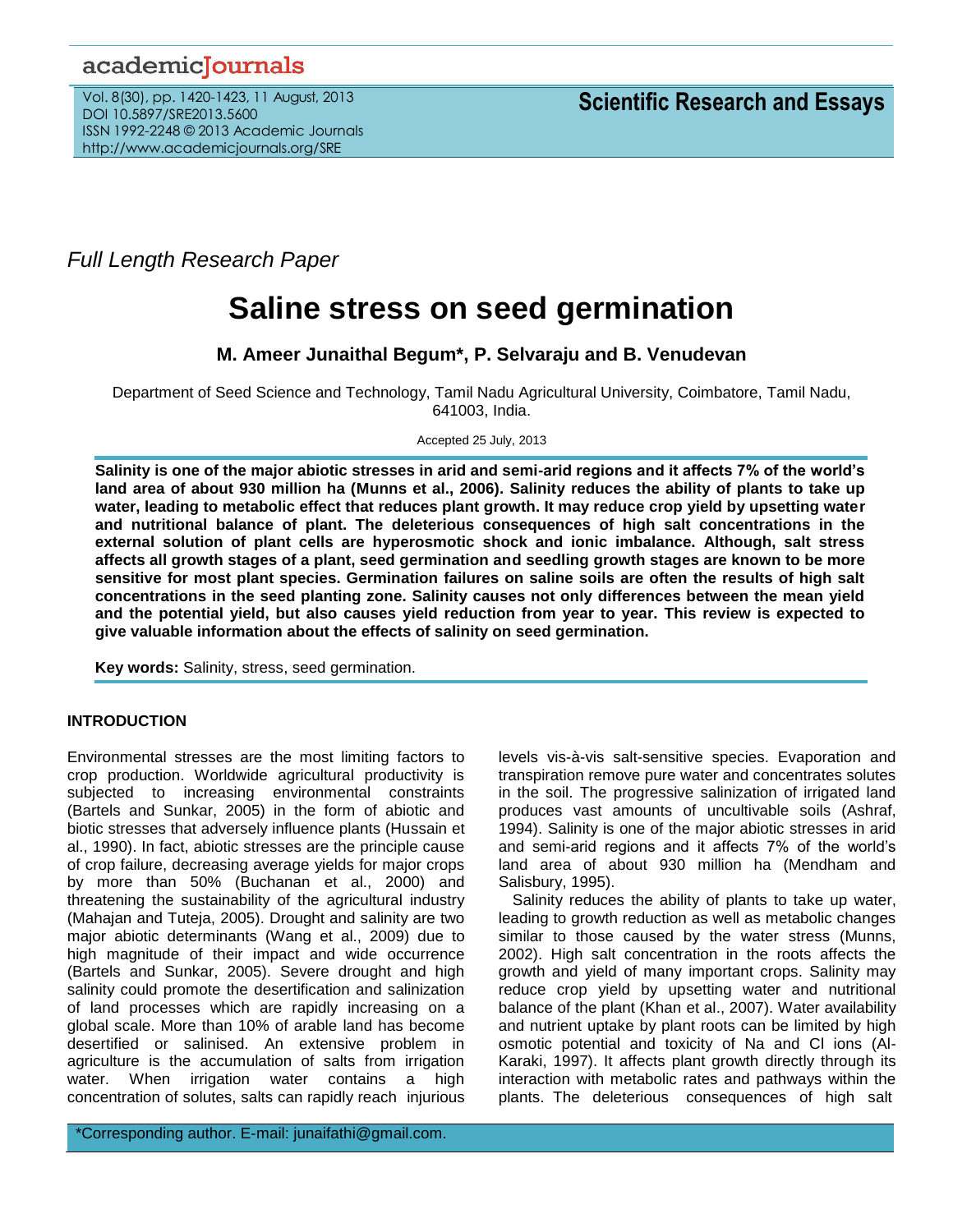Full Length Research Paper

# Saline stress on seed germination

**M. Ameer Junaithal Begum*, P. Selvaraju and B. Venudevan**

Department of Seed Science and Technology, Tamil Nadu Agricultural University, Coimbatore, Tamil Nadu, 641003, India.

Accepted 25 July, 2013

**Salinity is one of the major abiotic stresses in arid and semi-arid regions and it affects 7% of the world's land area of about 930 million ha (Munns et al., 2006). Salinity reduces the ability of plants to take up water, leading to metabolic effect that reduces plant growth. It may reduce crop yield by upsetting water and nutritional balance of plant. The deleterious consequences of high salt concentrations in the external solution of plant cells are hyperosmotic shock and ionic imbalance. Although, salt stress affects all growth stages of a plant, seed germination and seedling growth stages are known to be more sensitive for most plant species. Germination failures on saline soils are often the results of high salt concentrations in the seed planting zone. Salinity causes not only differences between the mean yield and the potential yield, but also causes yield reduction from year to year. This review is expected to give valuable information about the effects of salinity on seed germination.**

**Key words:** Salinity, stress, seed germination.

## INTRODUCTION

Environmental stresses are the most limiting factors to crop production. Worldwide agricultural productivity is subjected to increasing environmental constraints (Bartels and Sunkar, 2005) in the form of abiotic and biotic stresses that adversely influence plants (Hussain et al., 1990). In fact, abiotic stresses are the principle cause of crop failure, decreasing average yields for major crops by more than 50% (Buchanan et al., 2000) and threatening the sustainability of the agricultural industry (Mahajan and Tuteja, 2005). Drought and salinity are two major abiotic determinants (Wang et al., 2009) due to high magnitude of their impact and wide occurrence (Bartels and Sunkar, 2005). Severe drought and high salinity could promote the desertification and salinization of land processes which are rapidly increasing on a global scale. More than 10% of arable land has become desertified or salinised. An extensive problem in agriculture is the accumulation of salts from irrigation water. When irrigation water contains a high concentration of solutes, salts can rapidly reach injurious levels vis-à-vis salt-sensitive species. Evaporation and transpiration remove pure water and concentrates solutes in the soil. The progressive salinization of irrigated land produces vast amounts of uncultivable soils (Ashraf, 1994). Salinity is one of the major abiotic stresses in arid and semi-arid regions and it affects 7% of the world's land area of about 930 million ha (Mendham and Salisbury, 1995).

Salinity reduces the ability of plants to take up water, leading to growth reduction as well as metabolic changes similar to those caused by the water stress (Munns, 2002). High salt concentration in the roots affects the growth and yield of many important crops. Salinity may reduce crop yield by upsetting water and nutritional balance of the plant (Khan et al., 2007). Water availability and nutrient uptake by plant roots can be limited by high osmotic potential and toxicity of Na and Cl ions (Al-Karaki, 1997). It affects plant growth directly through its interaction with metabolic rates and pathways within the plants. The deleterious consequences of high salt

*Corresponding author. E-mail: junaifathi@gmail.com.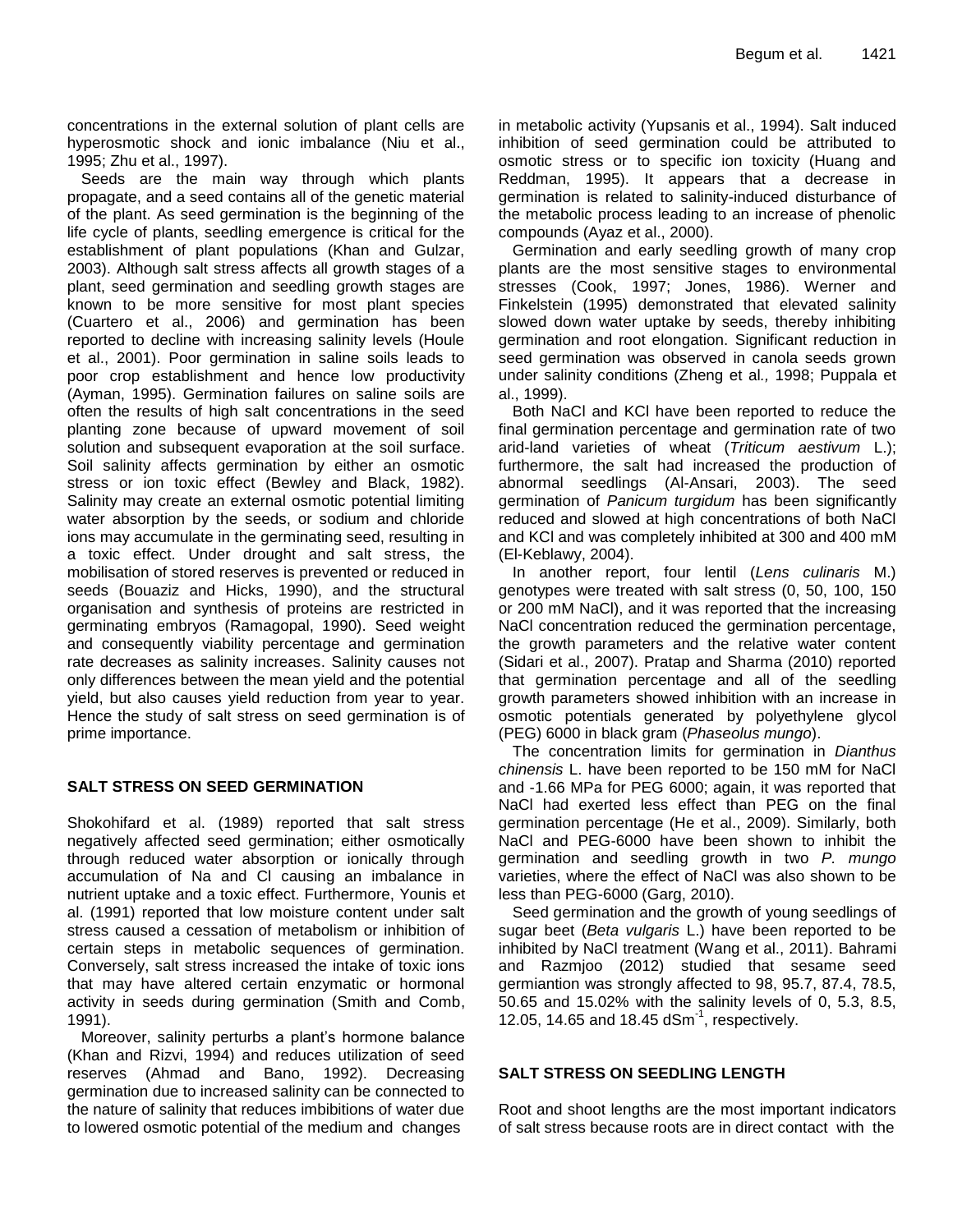concentrations in the external solution of plant cells are hyperosmotic shock and ionic imbalance (Niu et al., 1995; Zhu et al., 1997).

Seeds are the main way through which plants propagate, and a seed contains all of the genetic material of the plant. As seed germination is the beginning of the life cycle of plants, seedling emergence is critical for the establishment of plant populations (Khan and Gulzar, 2003). Although salt stress affects all growth stages of a plant, seed germination and seedling growth stages are known to be more sensitive for most plant species (Cuartero et al., 2006) and germination has been reported to decline with increasing salinity levels (Houle et al., 2001). Poor germination in saline soils leads to poor crop establishment and hence low productivity (Ayman, 1995). Germination failures on saline soils are often the results of high salt concentrations in the seed planting zone because of upward movement of soil solution and subsequent evaporation at the soil surface. Soil salinity affects germination by either an osmotic stress or ion toxic effect (Bewley and Black, 1982). Salinity may create an external osmotic potential limiting water absorption by the seeds, or sodium and chloride ions may accumulate in the germinating seed, resulting in a toxic effect. Under drought and salt stress, the mobilisation of stored reserves is prevented or reduced in seeds (Bouaziz and Hicks, 1990), and the structural organisation and synthesis of proteins are restricted in germinating embryos (Ramagopal, 1990). Seed weight and consequently viability percentage and germination rate decreases as salinity increases. Salinity causes not only differences between the mean yield and the potential yield, but also causes yield reduction from year to year. Hence the study of salt stress on seed germination is of prime importance.

## SALT STRESS ON SEED GERMINATION

Shokohifard et al. (1989) reported that salt stress negatively affected seed germination; either osmotically through reduced water absorption or ionically through accumulation of Na and Cl causing an imbalance in nutrient uptake and a toxic effect. Furthermore, Younis et al. (1991) reported that low moisture content under salt stress caused a cessation of metabolism or inhibition of certain steps in metabolic sequences of germination. Conversely, salt stress increased the intake of toxic ions that may have altered certain enzymatic or hormonal activity in seeds during germination (Smith and Comb, 1991).

Moreover, salinity perturbs a plant's hormone balance (Khan and Rizvi, 1994) and reduces utilization of seed reserves (Ahmad and Bano, 1992). Decreasing germination due to increased salinity can be connected to the nature of salinity that reduces imbibitions of water due to lowered osmotic potential of the medium and changes in metabolic activity (Yupsanis et al., 1994). Salt induced inhibition of seed germination could be attributed to osmotic stress or to specific ion toxicity (Huang and Reddman, 1995). It appears that a decrease in germination is related to salinity-induced disturbance of the metabolic process leading to an increase of phenolic compounds (Ayaz et al., 2000).

Germination and early seedling growth of many crop plants are the most sensitive stages to environmental stresses (Cook, 1997; Jones, 1986). Werner and Finkelstein (1995) demonstrated that elevated salinity slowed down water uptake by seeds, thereby inhibiting germination and root elongation. Significant reduction in seed germination was observed in canola seeds grown under salinity conditions (Zheng et al*.,* 1998; Puppala et al., 1999).

Both NaCl and KCl have been reported to reduce the final germination percentage and germination rate of two arid-land varieties of wheat (*Triticum aestivum* L.); furthermore, the salt had increased the production of abnormal seedlings (Al-Ansari, 2003). The seed germination of *Panicum turgidum* has been significantly reduced and slowed at high concentrations of both NaCl and KCl and was completely inhibited at 300 and 400 mM (El-Keblawy, 2004).

In another report, four lentil (*Lens culinaris* M.) genotypes were treated with salt stress (0, 50, 100, 150 or 200 mM NaCl), and it was reported that the increasing NaCl concentration reduced the germination percentage, the growth parameters and the relative water content (Sidari et al., 2007). Pratap and Sharma (2010) reported that germination percentage and all of the seedling growth parameters showed inhibition with an increase in osmotic potentials generated by polyethylene glycol (PEG) 6000 in black gram (*Phaseolus mungo*).

The concentration limits for germination in *Dianthus chinensis* L. have been reported to be 150 mM for NaCl and -1.66 MPa for PEG 6000; again, it was reported that NaCl had exerted less effect than PEG on the final germination percentage (He et al., 2009). Similarly, both NaCl and PEG-6000 have been shown to inhibit the germination and seedling growth in two *P. mungo* varieties, where the effect of NaCl was also shown to be less than PEG-6000 (Garg, 2010).

Seed germination and the growth of young seedlings of sugar beet (*Beta vulgaris* L.) have been reported to be inhibited by NaCl treatment (Wang et al., 2011). Bahrami and Razmjoo (2012) studied that sesame seed germiantion was strongly affected to 98, 95.7, 87.4, 78.5, 50.65 and 15.02% with the salinity levels of 0, 5.3, 8.5, 12.05, 14.65 and 18.45 $dSm^{-1}$, respectively.

## SALT STRESS ON SEEDLING LENGTH

Root and shoot lengths are the most important indicators of salt stress because roots are in direct contact with the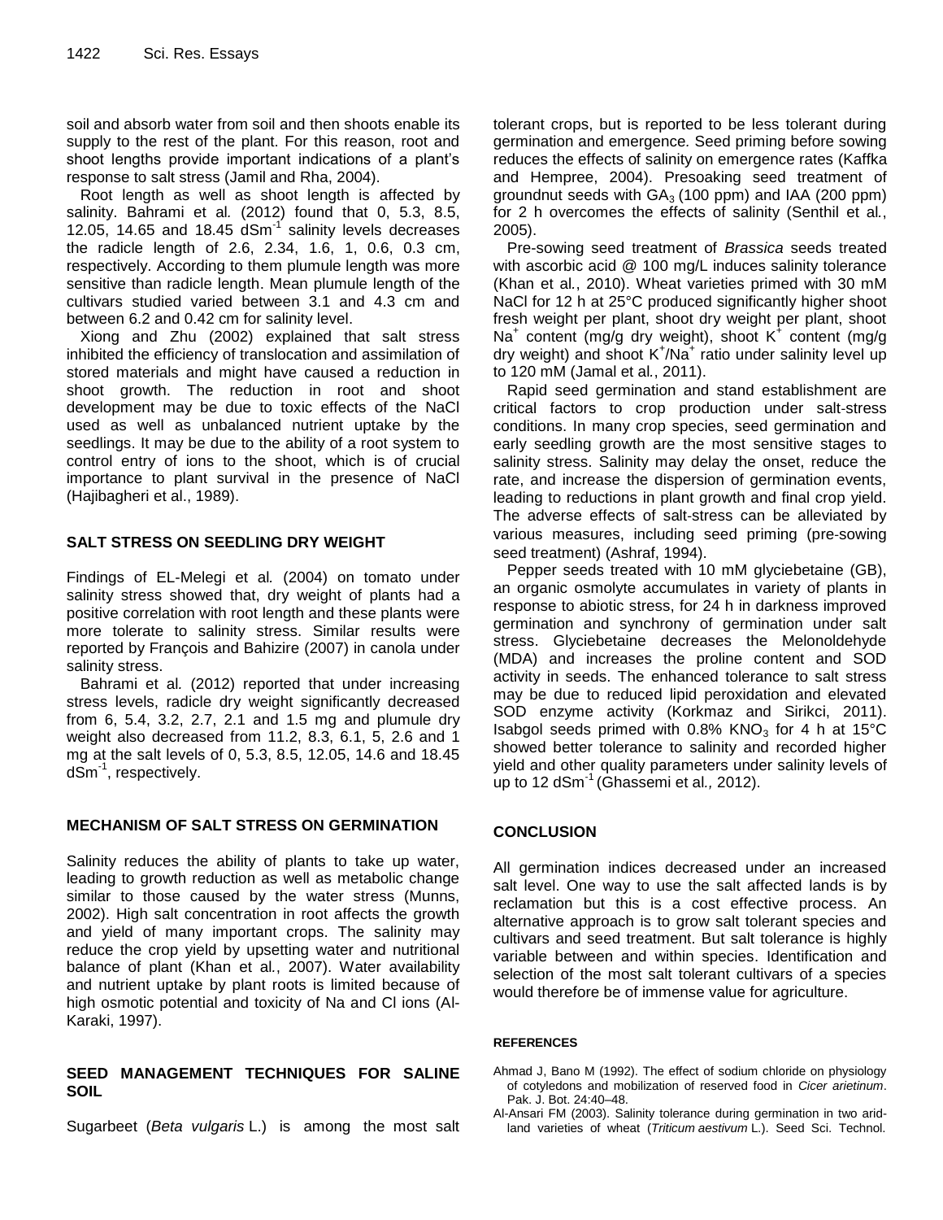soil and absorb water from soil and then shoots enable its supply to the rest of the plant. For this reason, root and shoot lengths provide important indications of a plant's response to salt stress (Jamil and Rha, 2004).

Root length as well as shoot length is affected by salinity. Bahrami et al. (2012) found that 0, 5.3, 8.5, 12.05, 14.65 and 18.45 $dSm^{-1}$ salinity levels decreases the radicle length of 2.6, 2.34, 1.6, 1, 0.6, 0.3 cm, respectively. According to them plumule length was more sensitive than radicle length. Mean plumule length of the cultivars studied varied between 3.1 and 4.3 cm and between 6.2 and 0.42 cm for salinity level.

Xiong and Zhu (2002) explained that salt stress inhibited the efficiency of translocation and assimilation of stored materials and might have caused a reduction in shoot growth. The reduction in root and shoot development may be due to toxic effects of the NaCl used as well as unbalanced nutrient uptake by the seedlings. It may be due to the ability of a root system to control entry of ions to the shoot, which is of crucial importance to plant survival in the presence of NaCl (Hajibagheri et al., 1989).

## SALT STRESS ON SEEDLING DRY WEIGHT

Findings of EL-Melegi et al. (2004) on tomato under salinity stress showed that, dry weight of plants had a positive correlation with root length and these plants were more tolerate to salinity stress. Similar results were reported by François and Bahizire (2007) in canola under salinity stress.

Bahrami et al. (2012) reported that under increasing stress levels, radicle dry weight significantly decreased from 6, 5.4, 3.2, 2.7, 2.1 and 1.5 mg and plumule dry weight also decreased from 11.2, 8.3, 6.1, 5, 2.6 and 1 mg at the salt levels of 0, 5.3, 8.5, 12.05, 14.6 and 18.45 $dSm^{-1}$, respectively.

## MECHANISM OF SALT STRESS ON GERMINATION

Salinity reduces the ability of plants to take up water, leading to growth reduction as well as metabolic change similar to those caused by the water stress (Munns, 2002). High salt concentration in root affects the growth and yield of many important crops. The salinity may reduce the crop yield by upsetting water and nutritional balance of plant (Khan et al., 2007). Water availability and nutrient uptake by plant roots is limited because of high osmotic potential and toxicity of Na and Cl ions (Al-Karaki, 1997).

## SEED MANAGEMENT TECHNIQUES FOR SALINE SOIL

Sugarbeet (*Beta vulgaris* L.) is among the most salt tolerant crops, but is reported to be less tolerant during germination and emergence. Seed priming before sowing reduces the effects of salinity on emergence rates (Kaffka and Hempree, 2004). Presoaking seed treatment of groundnut seeds with $GA_3$ (100 ppm) and IAA (200 ppm) for 2 h overcomes the effects of salinity (Senthil et al., 2005).

Pre-sowing seed treatment of *Brassica* seeds treated with ascorbic acid @ 100 mg/L induces salinity tolerance (Khan et al., 2010). Wheat varieties primed with 30 mM NaCl for 12 h at 25°C produced significantly higher shoot fresh weight per plant, shoot dry weight per plant, shoot $Na^+$ content (mg/g dry weight), shoot $K^+$ content (mg/g dry weight) and shoot $K^+/Na^+$ ratio under salinity level up to 120 mM (Jamal et al., 2011).

Rapid seed germination and stand establishment are critical factors to crop production under salt-stress conditions. In many crop species, seed germination and early seedling growth are the most sensitive stages to salinity stress. Salinity may delay the onset, reduce the rate, and increase the dispersion of germination events, leading to reductions in plant growth and final crop yield. The adverse effects of salt-stress can be alleviated by various measures, including seed priming (pre-sowing seed treatment) (Ashraf, 1994).

Pepper seeds treated with 10 mM glyciebetaine (GB), an organic osmolyte accumulates in variety of plants in response to abiotic stress, for 24 h in darkness improved germination and synchrony of germination under salt stress. Glyciebetaine decreases the Melonoldehyde (MDA) and increases the proline content and SOD activity in seeds. The enhanced tolerance to salt stress may be due to reduced lipid peroxidation and elevated SOD enzyme activity (Korkmaz and Sirikci, 2011). Isabgol seeds primed with 0.8% $KNO_3$ for 4 h at 15°C showed better tolerance to salinity and recorded higher yield and other quality parameters under salinity levels of up to 12 $dSm^{-1}$ (Ghassemi et al., 2012).

## CONCLUSION

All germination indices decreased under an increased salt level. One way to use the salt affected lands is by reclamation but this is a cost effective process. An alternative approach is to grow salt tolerant species and cultivars and seed treatment. But salt tolerance is highly variable between and within species. Identification and selection of the most salt tolerant cultivars of a species would therefore be of immense value for agriculture.

## REFERENCES

Ahmad J, Bano M (1992). The effect of sodium chloride on physiology of cotyledons and mobilization of reserved food in *Cicer arietinum*. Pak. J. Bot. 24:40–48.

Al-Ansari FM (2003). Salinity tolerance during germination in two arid-land varieties of wheat (*Triticum aestivum* L.). Seed Sci. Technol.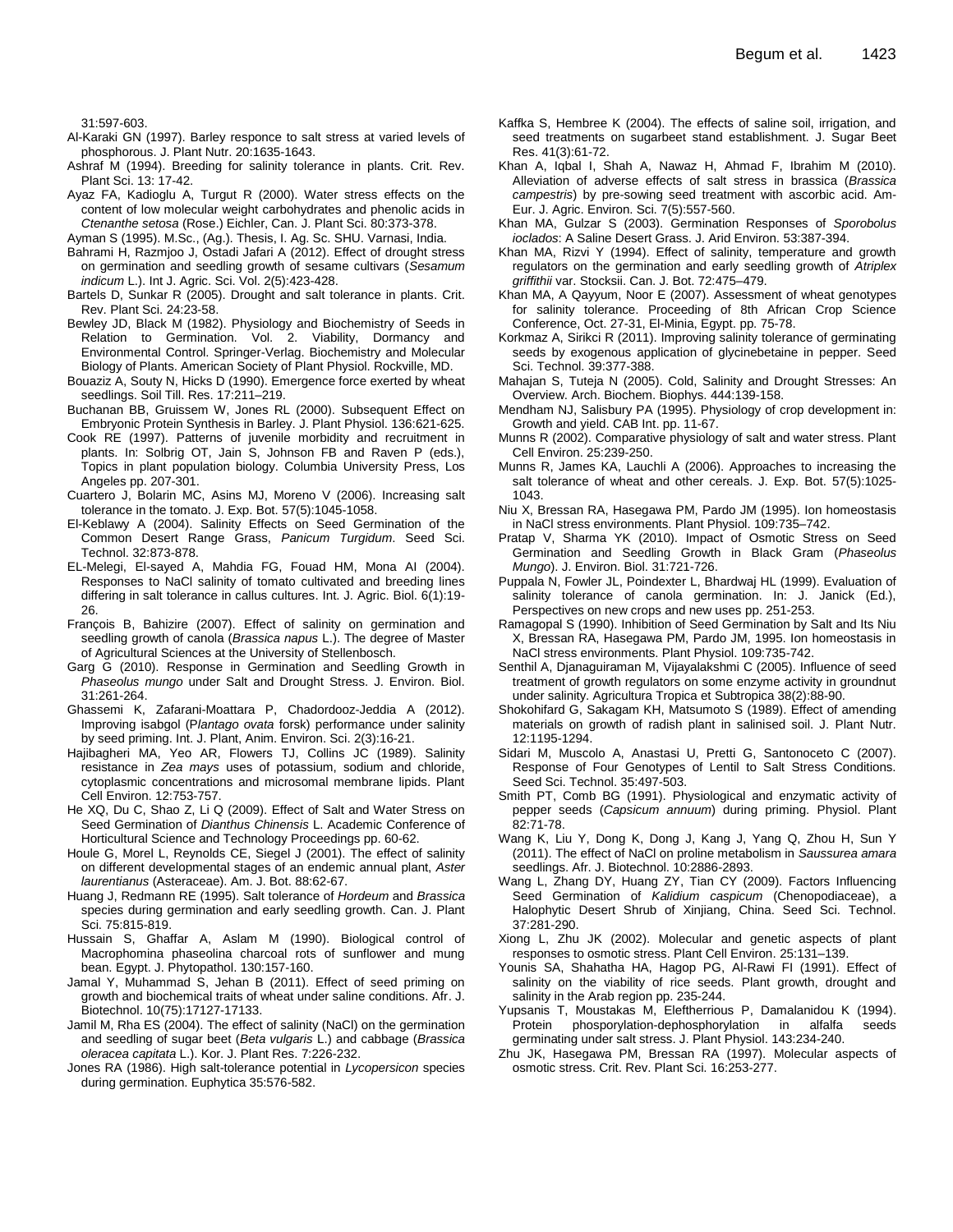31:597-603.

Al-Karaki GN (1997). Barley responce to salt stress at varied levels of phosphorous. J. Plant Nutr. 20:1635-1643.

Ashraf M (1994). Breeding for salinity tolerance in plants. Crit. Rev. Plant Sci. 13: 17-42.

Ayaz FA, Kadioglu A, Turgut R (2000). Water stress effects on the content of low molecular weight carbohydrates and phenolic acids in *Ctenanthe setosa* (Rose.) Eichler, Can. J. Plant Sci. 80:373-378.

Ayman S (1995). M.Sc., (Ag.). Thesis, I. Ag. Sc. SHU. Varnasi, India.

Bahrami H, Razmjoo J, Ostadi Jafari A (2012). Effect of drought stress on germination and seedling growth of sesame cultivars (*Sesamum indicum* L.). Int J. Agric. Sci. Vol. 2(5):423-428.

Bartels D, Sunkar R (2005). Drought and salt tolerance in plants. Crit. Rev. Plant Sci. 24:23-58.

Bewley JD, Black M (1982). Physiology and Biochemistry of Seeds in Relation to Germination. Vol. 2. Viability, Dormancy and Environmental Control. Springer-Verlag. Biochemistry and Molecular Biology of Plants. American Society of Plant Physiol. Rockville, MD.

Bouaziz A, Souty N, Hicks D (1990). Emergence force exerted by wheat seedlings. Soil Till. Res. 17:211–219.

Buchanan BB, Gruissem W, Jones RL (2000). Subsequent Effect on Embryonic Protein Synthesis in Barley. J. Plant Physiol. 136:621-625.

Cook RE (1997). Patterns of juvenile morbidity and recruitment in plants. In: Solbrig OT, Jain S, Johnson FB and Raven P (eds.), Topics in plant population biology. Columbia University Press, Los Angeles pp. 207-301.

Cuartero J, Bolarin MC, Asins MJ, Moreno V (2006). Increasing salt tolerance in the tomato. J. Exp. Bot. 57(5):1045-1058.

El-Keblawy A (2004). Salinity Effects on Seed Germination of the Common Desert Range Grass, *Panicum Turgidum*. Seed Sci. Technol. 32:873-878.

EL-Melegi, El-sayed A, Mahdia FG, Fouad HM, Mona AI (2004). Responses to NaCl salinity of tomato cultivated and breeding lines differing in salt tolerance in callus cultures. Int. J. Agric. Biol. 6(1):19-26.

François B, Bahizire (2007). Effect of salinity on germination and seedling growth of canola (*Brassica napus* L.). The degree of Master of Agricultural Sciences at the University of Stellenbosch.

Garg G (2010). Response in Germination and Seedling Growth in *Phaseolus mungo* under Salt and Drought Stress. J. Environ. Biol. 31:261-264.

Ghassemi K, Zafarani-Moattara P, Chadordooz-Jeddia A (2012). Improving isabgol (P*lantago ovata* forsk) performance under salinity by seed priming. Int. J. Plant, Anim. Environ. Sci. 2(3):16-21.

Hajibagheri MA, Yeo AR, Flowers TJ, Collins JC (1989). Salinity resistance in *Zea mays* uses of potassium, sodium and chloride, cytoplasmic concentrations and microsomal membrane lipids. Plant Cell Environ. 12:753-757.

He XQ, Du C, Shao Z, Li Q (2009). Effect of Salt and Water Stress on Seed Germination of *Dianthus Chinensis* L. Academic Conference of Horticultural Science and Technology Proceedings pp. 60-62.

Houle G, Morel L, Reynolds CE, Siegel J (2001). The effect of salinity on different developmental stages of an endemic annual plant, *Aster laurentianus* (Asteraceae). Am. J. Bot. 88:62-67.

Huang J, Redmann RE (1995). Salt tolerance of *Hordeum* and *Brassica* species during germination and early seedling growth. Can. J. Plant Sci. 75:815-819.

Hussain S, Ghaffar A, Aslam M (1990). Biological control of Macrophomina phaseolina charcoal rots of sunflower and mung bean. Egypt. J. Phytopathol. 130:157-160.

Jamal Y, Muhammad S, Jehan B (2011). Effect of seed priming on growth and biochemical traits of wheat under saline conditions. Afr. J. Biotechnol. 10(75):17127-17133.

Jamil M, Rha ES (2004). The effect of salinity (NaCl) on the germination and seedling of sugar beet (*Beta vulgaris* L.) and cabbage (*Brassica oleracea capitata* L.). Kor. J. Plant Res. 7:226-232.

Jones RA (1986). High salt-tolerance potential in *Lycopersicon* species during germination. Euphytica 35:576-582.

Kaffka S, Hembree K (2004). The effects of saline soil, irrigation, and seed treatments on sugarbeet stand establishment. J. Sugar Beet Res. 41(3):61-72.

Khan A, Iqbal I, Shah A, Nawaz H, Ahmad F, Ibrahim M (2010). Alleviation of adverse effects of salt stress in brassica (*Brassica campestris*) by pre-sowing seed treatment with ascorbic acid. Am-Eur. J. Agric. Environ. Sci. 7(5):557-560.

Khan MA, Gulzar S (2003). Germination Responses of *Sporobolus ioclados*: A Saline Desert Grass. J. Arid Environ. 53:387-394.

Khan MA, Rizvi Y (1994). Effect of salinity, temperature and growth regulators on the germination and early seedling growth of *Atriplex griffithii* var. Stocksii. Can. J. Bot. 72:475–479.

Khan MA, A Qayyum, Noor E (2007). Assessment of wheat genotypes for salinity tolerance. Proceeding of 8th African Crop Science Conference, Oct. 27-31, El-Minia, Egypt. pp. 75-78.

Korkmaz A, Sirikci R (2011). Improving salinity tolerance of germinating seeds by exogenous application of glycinebetaine in pepper. Seed Sci. Technol. 39:377-388.

Mahajan S, Tuteja N (2005). Cold, Salinity and Drought Stresses: An Overview. Arch. Biochem. Biophys. 444:139-158.

Mendham NJ, Salisbury PA (1995). Physiology of crop development in: Growth and yield. CAB Int. pp. 11-67.

Munns R (2002). Comparative physiology of salt and water stress. Plant Cell Environ. 25:239-250.

Munns R, James KA, Lauchli A (2006). Approaches to increasing the salt tolerance of wheat and other cereals. J. Exp. Bot. 57(5):1025-1043.

Niu X, Bressan RA, Hasegawa PM, Pardo JM (1995). Ion homeostasis in NaCl stress environments. Plant Physiol. 109:735–742.

Pratap V, Sharma YK (2010). Impact of Osmotic Stress on Seed Germination and Seedling Growth in Black Gram (*Phaseolus Mungo*). J. Environ. Biol. 31:721-726.

Puppala N, Fowler JL, Poindexter L, Bhardwaj HL (1999). Evaluation of salinity tolerance of canola germination. In: J. Janick (Ed.), Perspectives on new crops and new uses pp. 251-253.

Ramagopal S (1990). Inhibition of Seed Germination by Salt and Its Niu X, Bressan RA, Hasegawa PM, Pardo JM, 1995. Ion homeostasis in NaCl stress environments. Plant Physiol. 109:735-742.

Senthil A, Djanaguiraman M, Vijayalakshmi C (2005). Influence of seed treatment of growth regulators on some enzyme activity in groundnut under salinity. Agricultura Tropica et Subtropica 38(2):88-90.

Shokohifard G, Sakagam KH, Matsumoto S (1989). Effect of amending materials on growth of radish plant in salinised soil. J. Plant Nutr. 12:1195-1294.

Sidari M, Muscolo A, Anastasi U, Pretti G, Santonoceto C (2007). Response of Four Genotypes of Lentil to Salt Stress Conditions. Seed Sci. Technol. 35:497-503.

Smith PT, Comb BG (1991). Physiological and enzymatic activity of pepper seeds (*Capsicum annuum*) during priming. Physiol. Plant 82:71-78.

Wang K, Liu Y, Dong K, Dong J, Kang J, Yang Q, Zhou H, Sun Y (2011). The effect of NaCl on proline metabolism in *Saussurea amara* seedlings. Afr. J. Biotechnol. 10:2886-2893.

Wang L, Zhang DY, Huang ZY, Tian CY (2009). Factors Influencing Seed Germination of *Kalidium caspicum* (Chenopodiaceae), a Halophytic Desert Shrub of Xinjiang, China. Seed Sci. Technol. 37:281-290.

Xiong L, Zhu JK (2002). Molecular and genetic aspects of plant responses to osmotic stress. Plant Cell Environ. 25:131–139.

Younis SA, Shahatha HA, Hagop PG, Al-Rawi FI (1991). Effect of salinity on the viability of rice seeds. Plant growth, drought and salinity in the Arab region pp. 235-244.

Yupsanis T, Moustakas M, Eleftherrious P, Damalanidou K (1994). Protein phosporylation-dephosphorylation in alfalfa seeds germinating under salt stress. J. Plant Physiol. 143:234-240.

Zhu JK, Hasegawa PM, Bressan RA (1997). Molecular aspects of osmotic stress. Crit. Rev. Plant Sci. 16:253-277.